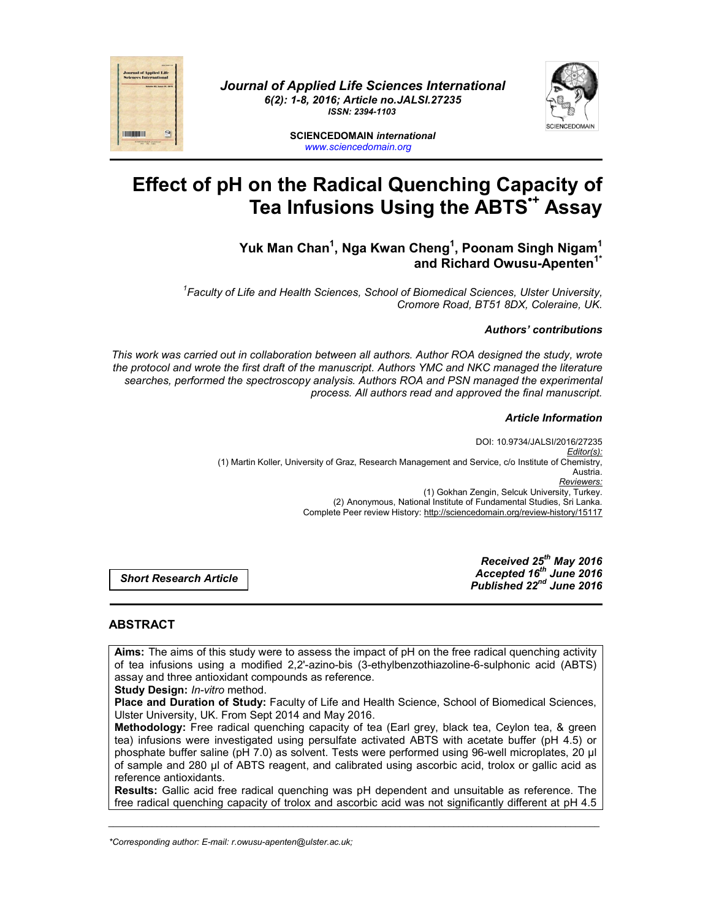Journal of Applied Life Sciences International
6(2): 1-8, 2016; Article no.JALSI.27235
ISSN: 2394-1103

SCIENCEDOMAIN *international*
www.sciencedomain.org

# Effect of pH on the Radical Quenching Capacity of Tea Infusions Using the ABTS$^{•+}$ Assay

**Yuk Man Chan[1], Nga Kwan Cheng[1], Poonam Singh Nigam[1] and Richard Owusu-Apenten[1*]**

[1]*Faculty of Life and Health Sciences, School of Biomedical Sciences, Ulster University, Cromore Road, BT51 8DX, Coleraine, UK.*

### *Authors' contributions*

*This work was carried out in collaboration between all authors. Author ROA designed the study, wrote the protocol and wrote the first draft of the manuscript. Authors YMC and NKC managed the literature searches, performed the spectroscopy analysis. Authors ROA and PSN managed the experimental process. All authors read and approved the final manuscript.*

### *Article Information*

DOI: 10.9734/JALSI/2016/27235
*Editor(s):*
(1) Martin Koller, University of Graz, Research Management and Service, c/o Institute of Chemistry, Austria.
*Reviewers:*
(1) Gokhan Zengin, Selcuk University, Turkey.
(2) Anonymous, National Institute of Fundamental Studies, Sri Lanka.
Complete Peer review History: http://sciencedomain.org/review-history/15117

*Short Research Article*

***Received 25th May 2016***
***Accepted 16th June 2016***
***Published 22nd June 2016***

## ABSTRACT

**Aims:** The aims of this study were to assess the impact of pH on the free radical quenching activity of tea infusions using a modified 2,2'-azino-bis (3-ethylbenzothiazoline-6-sulphonic acid (ABTS) assay and three antioxidant compounds as reference.

**Study Design:** *In-vitro* method.

**Place and Duration of Study:** Faculty of Life and Health Science, School of Biomedical Sciences, Ulster University, UK. From Sept 2014 and May 2016.

**Methodology:** Free radical quenching capacity of tea (Earl grey, black tea, Ceylon tea, & green tea) infusions were investigated using persulfate activated ABTS with acetate buffer (pH 4.5) or phosphate buffer saline (pH 7.0) as solvent. Tests were performed using 96-well microplates, 20 µl of sample and 280 µl of ABTS reagent, and calibrated using ascorbic acid, trolox or gallic acid as reference antioxidants.

**Results:** Gallic acid free radical quenching was pH dependent and unsuitable as reference. The free radical quenching capacity of trolox and ascorbic acid was not significantly different at pH 4.5

*Corresponding author: E-mail: r.owusu-apenten@ulster.ac.uk;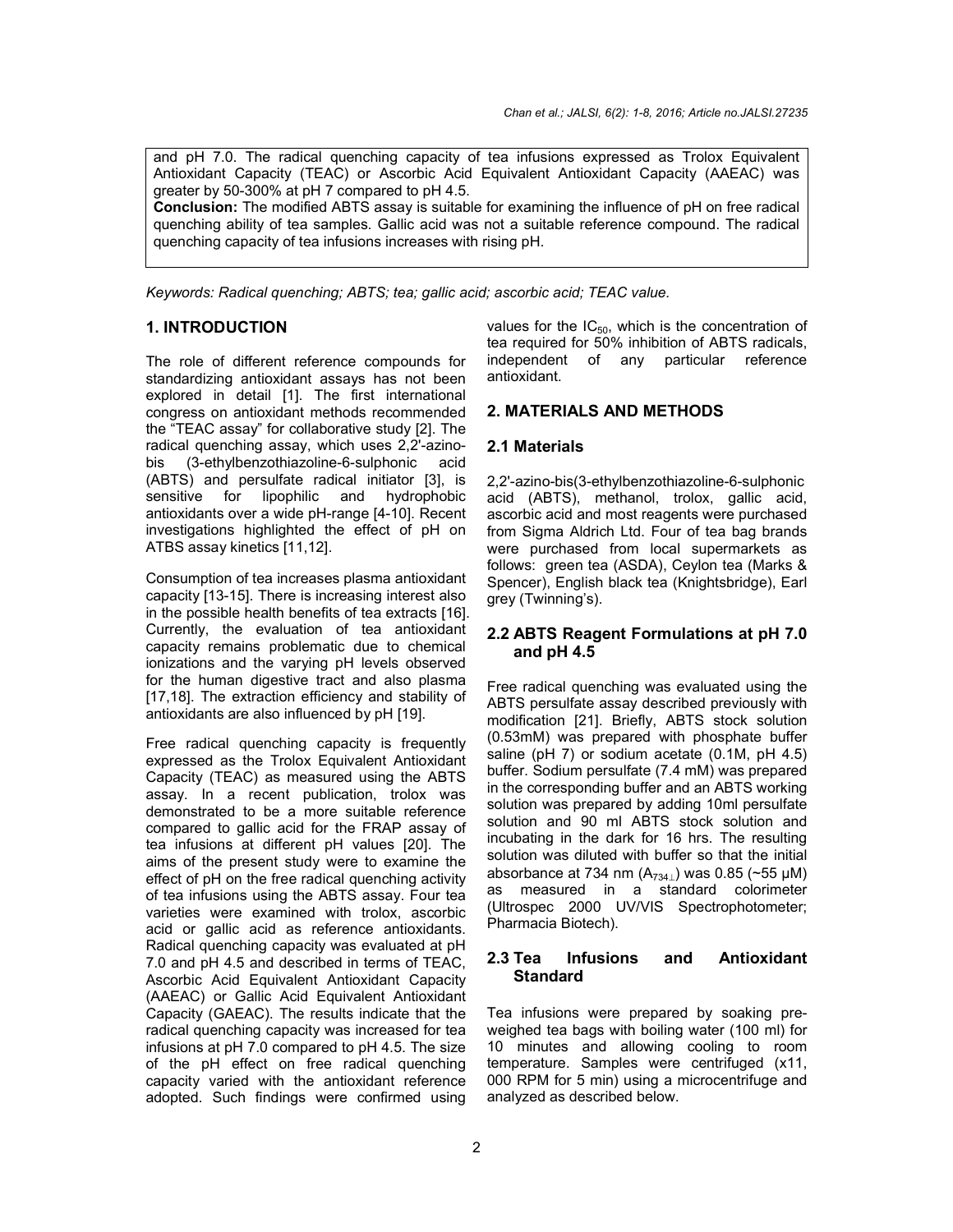and pH 7.0. The radical quenching capacity of tea infusions expressed as Trolox Equivalent Antioxidant Capacity (TEAC) or Ascorbic Acid Equivalent Antioxidant Capacity (AAEAC) was greater by 50-300% at pH 7 compared to pH 4.5.

**Conclusion:** The modified ABTS assay is suitable for examining the influence of pH on free radical quenching ability of tea samples. Gallic acid was not a suitable reference compound. The radical quenching capacity of tea infusions increases with rising pH.

*Keywords: Radical quenching; ABTS; tea; gallic acid; ascorbic acid; TEAC value.*

## 1. INTRODUCTION

The role of different reference compounds for standardizing antioxidant assays has not been explored in detail [1]. The first international congress on antioxidant methods recommended the "TEAC assay" for collaborative study [2]. The radical quenching assay, which uses 2,2'-azino-bis (3-ethylbenzothiazoline-6-sulphonic acid (ABTS) and persulfate radical initiator [3], is sensitive for lipophilic and hydrophobic antioxidants over a wide pH-range [4-10]. Recent investigations highlighted the effect of pH on ATBS assay kinetics [11,12].

Consumption of tea increases plasma antioxidant capacity [13-15]. There is increasing interest also in the possible health benefits of tea extracts [16]. Currently, the evaluation of tea antioxidant capacity remains problematic due to chemical ionizations and the varying pH levels observed for the human digestive tract and also plasma [17,18]. The extraction efficiency and stability of antioxidants are also influenced by pH [19].

Free radical quenching capacity is frequently expressed as the Trolox Equivalent Antioxidant Capacity (TEAC) as measured using the ABTS assay. In a recent publication, trolox was demonstrated to be a more suitable reference compared to gallic acid for the FRAP assay of tea infusions at different pH values [20]. The aims of the present study were to examine the effect of pH on the free radical quenching activity of tea infusions using the ABTS assay. Four tea varieties were examined with trolox, ascorbic acid or gallic acid as reference antioxidants. Radical quenching capacity was evaluated at pH 7.0 and pH 4.5 and described in terms of TEAC, Ascorbic Acid Equivalent Antioxidant Capacity (AAEAC) or Gallic Acid Equivalent Antioxidant Capacity (GAEAC). The results indicate that the radical quenching capacity was increased for tea infusions at pH 7.0 compared to pH 4.5. The size of the pH effect on free radical quenching capacity varied with the antioxidant reference adopted. Such findings were confirmed using values for the $IC_{50}$, which is the concentration of tea required for 50% inhibition of ABTS radicals, independent of any particular reference antioxidant.

## 2. MATERIALS AND METHODS

### 2.1 Materials

2,2'-azino-bis(3-ethylbenzothiazoline-6-sulphonic acid (ABTS), methanol, trolox, gallic acid, ascorbic acid and most reagents were purchased from Sigma Aldrich Ltd. Four of tea bag brands were purchased from local supermarkets as follows: green tea (ASDA), Ceylon tea (Marks & Spencer), English black tea (Knightsbridge), Earl grey (Twinning's).

### 2.2 ABTS Reagent Formulations at pH 7.0 and pH 4.5

Free radical quenching was evaluated using the ABTS persulfate assay described previously with modification [21]. Briefly, ABTS stock solution (0.53mM) was prepared with phosphate buffer saline (pH 7) or sodium acetate (0.1M, pH 4.5) buffer. Sodium persulfate (7.4 mM) was prepared in the corresponding buffer and an ABTS working solution was prepared by adding 10ml persulfate solution and 90 ml ABTS stock solution and incubating in the dark for 16 hrs. The resulting solution was diluted with buffer so that the initial absorbance at 734 nm ($A_{734\perp}$) was 0.85 (~55 μM) as measured in a standard colorimeter (Ultrospec 2000 UV/VIS Spectrophotometer; Pharmacia Biotech).

### 2.3 Tea Infusions and Antioxidant Standard

Tea infusions were prepared by soaking pre-weighed tea bags with boiling water (100 ml) for 10 minutes and allowing cooling to room temperature. Samples were centrifuged (x11, 000 RPM for 5 min) using a microcentrifuge and analyzed as described below.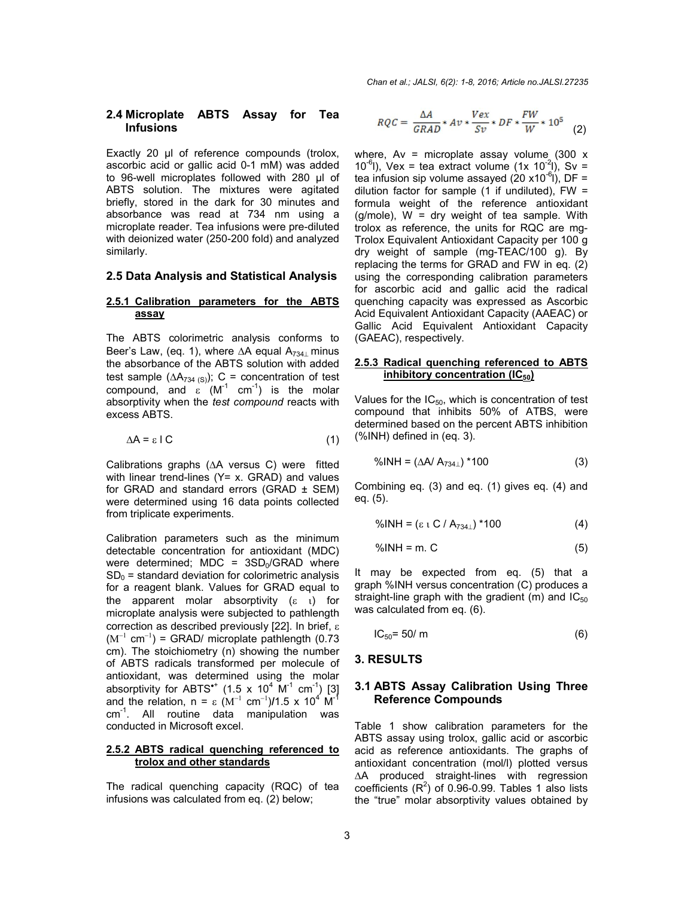### 2.4 Microplate ABTS Assay for Tea Infusions

Exactly 20 µl of reference compounds (trolox, ascorbic acid or gallic acid 0-1 mM) was added to 96-well microplates followed with 280 µl of ABTS solution. The mixtures were agitated briefly, stored in the dark for 30 minutes and absorbance was read at 734 nm using a microplate reader. Tea infusions were pre-diluted with deionized water (250-200 fold) and analyzed similarly.

### 2.5 Data Analysis and Statistical Analysis

#### 2.5.1 Calibration parameters for the ABTS assay

The ABTS colorimetric analysis conforms to Beer's Law, (eq. 1), where $\Delta A$ equal $A_{734\perp}$ minus the absorbance of the ABTS solution with added test sample ($\Delta A_{734\,(S)}$); C = concentration of test compound, and $\varepsilon$ ($M^{-1}$ $cm^{-1}$) is the molar absorptivity when the *test compound* reacts with excess ABTS.

$$\Delta A = \varepsilon \, l \, C \qquad (1)$$

Calibrations graphs ($\Delta A$ versus C) were fitted with linear trend-lines (Y= x. GRAD) and values for GRAD and standard errors (GRAD ± SEM) were determined using 16 data points collected from triplicate experiments.

Calibration parameters such as the minimum detectable concentration for antioxidant (MDC) were determined; MDC = $3SD_0$/GRAD where $SD_0$ = standard deviation for colorimetric analysis for a reagent blank. Values for GRAD equal to the apparent molar absorptivity ($\varepsilon$ ι) for microplate analysis were subjected to pathlength correction as described previously [22]. In brief, $\varepsilon$ ($M^{-1}$ $cm^{-1}$) = GRAD/ microplate pathlength (0.73 cm). The stoichiometry (n) showing the number of ABTS radicals transformed per molecule of antioxidant, was determined using the molar absorptivity for $ABTS^{\bullet +}$ ($1.5 \times 10^4$ $M^{-1}$ $cm^{-1}$) [3] and the relation, n = $\varepsilon$ ($M^{-1}$ $cm^{-1}$)/$1.5 \times 10^4$ $M^{-1}$ $cm^{-1}$. All routine data manipulation was conducted in Microsoft excel.

#### 2.5.2 ABTS radical quenching referenced to trolox and other standards

The radical quenching capacity (RQC) of tea infusions was calculated from eq. (2) below;

$$RQC = \frac{\Delta A}{GRAD} * Av * \frac{Vex}{Sv} * DF * \frac{FW}{W} * 10^5 \qquad (2)$$

where, Av = microplate assay volume ($300 \times 10^{-6}$l), Vex = tea extract volume ($1 \times 10^{-2}$l), Sv = tea infusion sip volume assayed ($20 \times 10^{-6}$l), DF = dilution factor for sample (1 if undiluted), FW = formula weight of the reference antioxidant (g/mole), W = dry weight of tea sample. With trolox as reference, the units for RQC are mg-Trolox Equivalent Antioxidant Capacity per 100 g dry weight of sample (mg-TEAC/100 g). By replacing the terms for GRAD and FW in eq. (2) using the corresponding calibration parameters for ascorbic acid and gallic acid the radical quenching capacity was expressed as Ascorbic Acid Equivalent Antioxidant Capacity (AAEAC) or Gallic Acid Equivalent Antioxidant Capacity (GAEAC), respectively.

#### 2.5.3 Radical quenching referenced to ABTS inhibitory concentration ($IC_{50}$)

Values for the $IC_{50}$, which is concentration of test compound that inhibits 50% of ATBS, were determined based on the percent ABTS inhibition (%INH) defined in (eq. 3).

$$\%INH = (\Delta A / A_{734\perp}) * 100 \qquad (3)$$

Combining eq. (3) and eq. (1) gives eq. (4) and eq. (5).

$$\%INH = (\varepsilon \, \iota \, C / A_{734\perp}) * 100 \qquad (4)$$

$$\%INH = m. \, C \qquad (5)$$

It may be expected from eq. (5) that a graph %INH versus concentration (C) produces a straight-line graph with the gradient (m) and $IC_{50}$ was calculated from eq. (6).

$$IC_{50} = 50 / m \qquad (6)$$

## 3. RESULTS

### 3.1 ABTS Assay Calibration Using Three Reference Compounds

Table 1 show calibration parameters for the ABTS assay using trolox, gallic acid or ascorbic acid as reference antioxidants. The graphs of antioxidant concentration (mol/l) plotted versus $\Delta A$ produced straight-lines with regression coefficients ($R^2$) of 0.96-0.99. Tables 1 also lists the "true" molar absorptivity values obtained by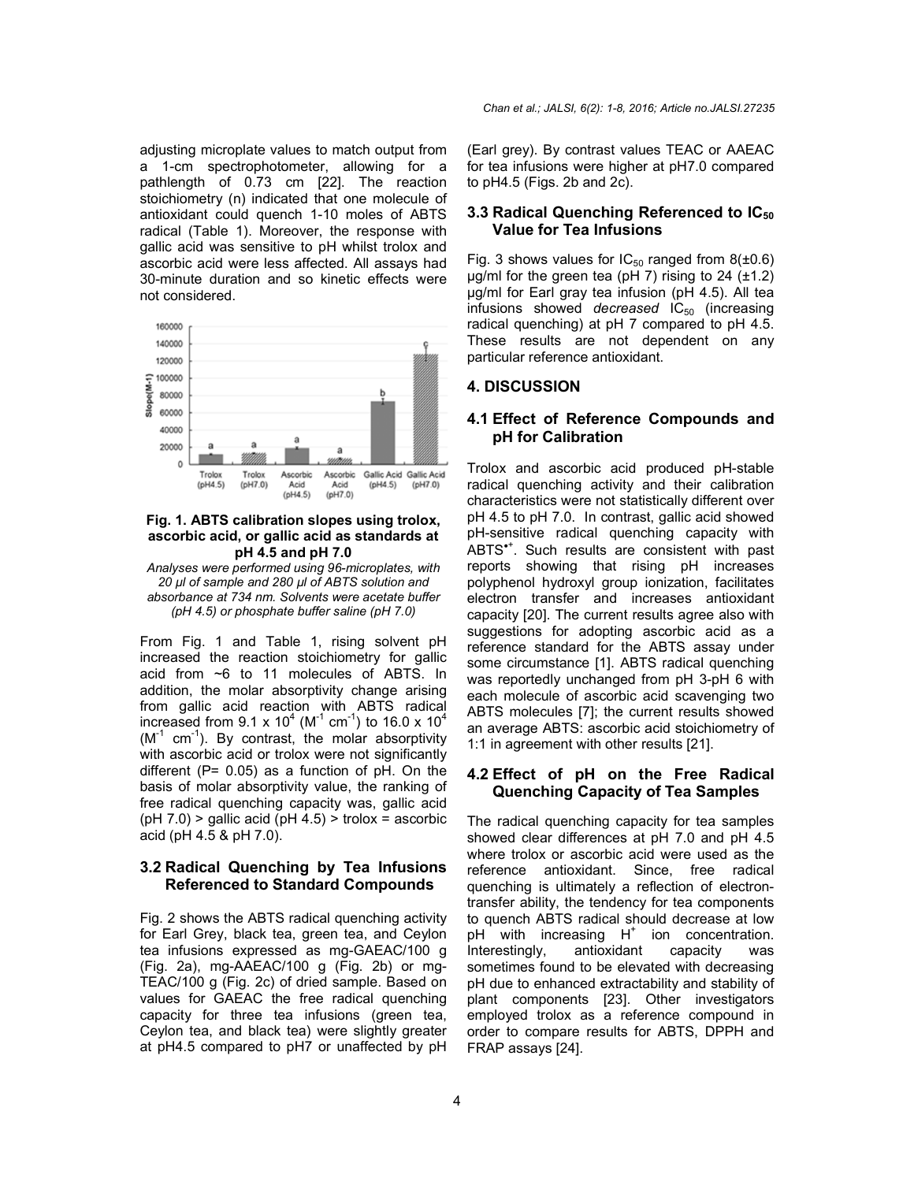adjusting microplate values to match output from a 1-cm spectrophotometer, allowing for a pathlength of 0.73 cm [22]. The reaction stoichiometry (n) indicated that one molecule of antioxidant could quench 1-10 moles of ABTS radical (Table 1). Moreover, the response with gallic acid was sensitive to pH whilst trolox and ascorbic acid were less affected. All assays had 30-minute duration and so kinetic effects were not considered.

**Fig. 1. ABTS calibration slopes using trolox, ascorbic acid, or gallic acid as standards at pH 4.5 and pH 7.0**

*Analyses were performed using 96-microplates, with 20 µl of sample and 280 µl of ABTS solution and absorbance at 734 nm. Solvents were acetate buffer (pH 4.5) or phosphate buffer saline (pH 7.0)*

From Fig. 1 and Table 1, rising solvent pH increased the reaction stoichiometry for gallic acid from ~6 to 11 molecules of ABTS. In addition, the molar absorptivity change arising from gallic acid reaction with ABTS radical increased from $9.1 \times 10^4$ ($M^{-1}$ $cm^{-1}$) to $16.0 \times 10^4$ ($M^{-1}$ $cm^{-1}$). By contrast, the molar absorptivity with ascorbic acid or trolox were not significantly different ($P = 0.05$) as a function of pH. On the basis of molar absorptivity value, the ranking of free radical quenching capacity was, gallic acid (pH 7.0) > gallic acid (pH 4.5) > trolox = ascorbic acid (pH 4.5 & pH 7.0).

### 3.2 Radical Quenching by Tea Infusions Referenced to Standard Compounds

Fig. 2 shows the ABTS radical quenching activity for Earl Grey, black tea, green tea, and Ceylon tea infusions expressed as mg-GAEAC/100 g (Fig. 2a), mg-AAEAC/100 g (Fig. 2b) or mg-TEAC/100 g (Fig. 2c) of dried sample. Based on values for GAEAC the free radical quenching capacity for three tea infusions (green tea, Ceylon tea, and black tea) were slightly greater at pH4.5 compared to pH7 or unaffected by pH (Earl grey). By contrast values TEAC or AAEAC for tea infusions were higher at pH7.0 compared to pH4.5 (Figs. 2b and 2c).

### 3.3 Radical Quenching Referenced to $IC_{50}$ Value for Tea Infusions

Fig. 3 shows values for $IC_{50}$ ranged from 8(±0.6) µg/ml for the green tea (pH 7) rising to 24 (±1.2) µg/ml for Earl gray tea infusion (pH 4.5). All tea infusions showed *decreased* $IC_{50}$ (increasing radical quenching) at pH 7 compared to pH 4.5. These results are not dependent on any particular reference antioxidant.

## 4. DISCUSSION

### 4.1 Effect of Reference Compounds and pH for Calibration

Trolox and ascorbic acid produced pH-stable radical quenching activity and their calibration characteristics were not statistically different over pH 4.5 to pH 7.0. In contrast, gallic acid showed pH-sensitive radical quenching capacity with $ABTS^{\bullet+}$. Such results are consistent with past reports showing that rising pH increases polyphenol hydroxyl group ionization, facilitates electron transfer and increases antioxidant capacity [20]. The current results agree also with suggestions for adopting ascorbic acid as a reference standard for the ABTS assay under some circumstance [1]. ABTS radical quenching was reportedly unchanged from pH 3-pH 6 with each molecule of ascorbic acid scavenging two ABTS molecules [7]; the current results showed an average ABTS: ascorbic acid stoichiometry of 1:1 in agreement with other results [21].

### 4.2 Effect of pH on the Free Radical Quenching Capacity of Tea Samples

The radical quenching capacity for tea samples showed clear differences at pH 7.0 and pH 4.5 where trolox or ascorbic acid were used as the reference antioxidant. Since, free radical quenching is ultimately a reflection of electron-transfer ability, the tendency for tea components to quench ABTS radical should decrease at low pH with increasing $H^+$ ion concentration. Interestingly, antioxidant capacity was sometimes found to be elevated with decreasing pH due to enhanced extractability and stability of plant components [23]. Other investigators employed trolox as a reference compound in order to compare results for ABTS, DPPH and FRAP assays [24].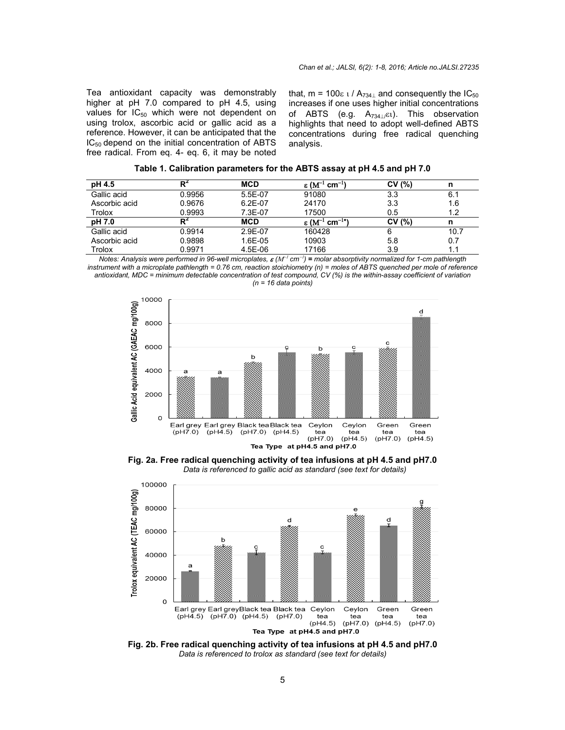Tea antioxidant capacity was demonstrably higher at pH 7.0 compared to pH 4.5, using values for $IC_{50}$ which were not dependent on using trolox, ascorbic acid or gallic acid as a reference. However, it can be anticipated that the $IC_{50}$ depend on the initial concentration of ABTS free radical. From eq. 4- eq. 6, it may be noted that, $m = 100\varepsilon\iota / A_{734\perp}$ and consequently the $IC_{50}$ increases if one uses higher initial concentrations of ABTS (e.g. $A_{734\perp}/\varepsilon\iota$). This observation highlights that need to adopt well-defined ABTS concentrations during free radical quenching analysis.

**Table 1. Calibration parameters for the ABTS assay at pH 4.5 and pH 7.0**

| pH 4.5 | $R^2$ | MCD | $\varepsilon$ ($M^{-1}$ $cm^{-1}$) | CV (%) | n |
|---|---|---|---|---|---|
| Gallic acid | 0.9956 | 5.5E-07 | 91080 | 3.3 | 6.1 |
| Ascorbic acid | 0.9676 | 6.2E-07 | 24170 | 3.3 | 1.6 |
| Trolox | 0.9993 | 7.3E-07 | 17500 | 0.5 | 1.2 |
| **pH 7.0** | $R^2$ | **MCD** | $\varepsilon$ ($M^{-1}$ $cm^{-1\bullet}$) | **CV (%)** | **n** |
| Gallic acid | 0.9914 | 2.9E-07 | 160428 | 6 | 10.7 |
| Ascorbic acid | 0.9898 | 1.6E-05 | 10903 | 5.8 | 0.7 |
| Trolox | 0.9971 | 4.5E-06 | 17166 | 3.9 | 1.1 |

*Notes: Analysis were performed in 96-well microplates, $\varepsilon$ ($M^{-1}$ $cm^{-1}$) = molar absorptivity normalized for 1-cm pathlength instrument with a microplate pathlength = 0.76 cm, reaction stoichiometry (n) = moles of ABTS quenched per mole of reference antioxidant, MDC = minimum detectable concentration of test compound, CV (%) is the within-assay coefficient of variation (n = 16 data points)*

**Fig. 2a. Free radical quenching activity of tea infusions at pH 4.5 and pH7.0**
*Data is referenced to gallic acid as standard (see text for details)*

**Fig. 2b. Free radical quenching activity of tea infusions at pH 4.5 and pH7.0**
*Data is referenced to trolox as standard (see text for details)*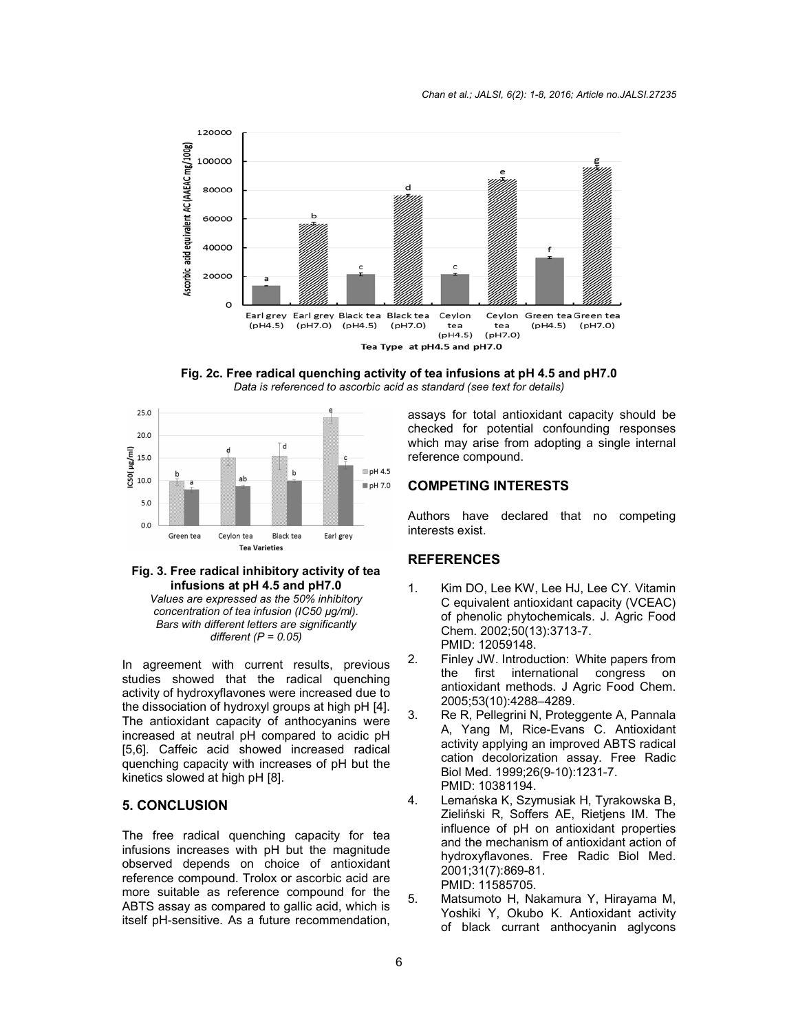**Fig. 2c. Free radical quenching activity of tea infusions at pH 4.5 and pH7.0**

*Data is referenced to ascorbic acid as standard (see text for details)*

**Fig. 3. Free radical inhibitory activity of tea infusions at pH 4.5 and pH7.0**

*Values are expressed as the 50% inhibitory concentration of tea infusion (IC50 µg/ml). Bars with different letters are significantly different (P = 0.05)*

In agreement with current results, previous studies showed that the radical quenching activity of hydroxyflavones were increased due to the dissociation of hydroxyl groups at high pH [4]. The antioxidant capacity of anthocyanins were increased at neutral pH compared to acidic pH [5,6]. Caffeic acid showed increased radical quenching capacity with increases of pH but the kinetics slowed at high pH [8].

## 5. CONCLUSION

The free radical quenching capacity for tea infusions increases with pH but the magnitude observed depends on choice of antioxidant reference compound. Trolox or ascorbic acid are more suitable as reference compound for the ABTS assay as compared to gallic acid, which is itself pH-sensitive. As a future recommendation, assays for total antioxidant capacity should be checked for potential confounding responses which may arise from adopting a single internal reference compound.

## COMPETING INTERESTS

Authors have declared that no competing interests exist.

## REFERENCES

1. Kim DO, Lee KW, Lee HJ, Lee CY. Vitamin C equivalent antioxidant capacity (VCEAC) of phenolic phytochemicals. J. Agric Food Chem. 2002;50(13):3713-7. PMID: 12059148.
2. Finley JW. Introduction: White papers from the first international congress on antioxidant methods. J Agric Food Chem. 2005;53(10):4288–4289.
3. Re R, Pellegrini N, Proteggente A, Pannala A, Yang M, Rice-Evans C. Antioxidant activity applying an improved ABTS radical cation decolorization assay. Free Radic Biol Med. 1999;26(9-10):1231-7. PMID: 10381194.
4. Lemańska K, Szymusiak H, Tyrakowska B, Zieliński R, Soffers AE, Rietjens IM. The influence of pH on antioxidant properties and the mechanism of antioxidant action of hydroxyflavones. Free Radic Biol Med. 2001;31(7):869-81. PMID: 11585705.
5. Matsumoto H, Nakamura Y, Hirayama M, Yoshiki Y, Okubo K. Antioxidant activity of black currant anthocyanin aglycons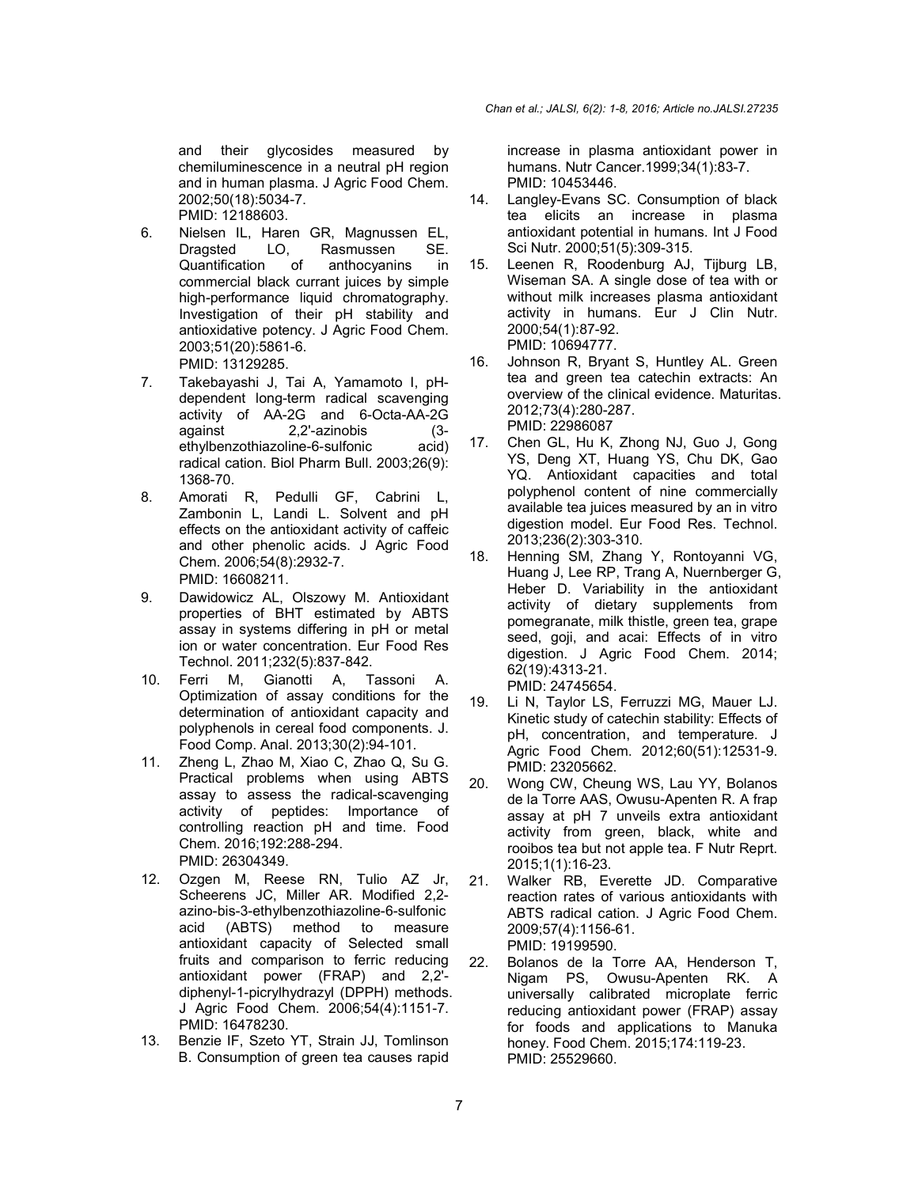and their glycosides measured by chemiluminescence in a neutral pH region and in human plasma. J Agric Food Chem. 2002;50(18):5034-7.
PMID: 12188603.

6. Nielsen IL, Haren GR, Magnussen EL, Dragsted LO, Rasmussen SE. Quantification of anthocyanins in commercial black currant juices by simple high-performance liquid chromatography. Investigation of their pH stability and antioxidative potency. J Agric Food Chem. 2003;51(20):5861-6.
PMID: 13129285.
7. Takebayashi J, Tai A, Yamamoto I, pH-dependent long-term radical scavenging activity of AA-2G and 6-Octa-AA-2G against 2,2'-azinobis (3-ethylbenzothiazoline-6-sulfonic acid) radical cation. Biol Pharm Bull. 2003;26(9):1368-70.
8. Amorati R, Pedulli GF, Cabrini L, Zambonin L, Landi L. Solvent and pH effects on the antioxidant activity of caffeic and other phenolic acids. J Agric Food Chem. 2006;54(8):2932-7.
PMID: 16608211.
9. Dawidowicz AL, Olszowy M. Antioxidant properties of BHT estimated by ABTS assay in systems differing in pH or metal ion or water concentration. Eur Food Res Technol. 2011;232(5):837-842.
10. Ferri M, Gianotti A, Tassoni A. Optimization of assay conditions for the determination of antioxidant capacity and polyphenols in cereal food components. J. Food Comp. Anal. 2013;30(2):94-101.
11. Zheng L, Zhao M, Xiao C, Zhao Q, Su G. Practical problems when using ABTS assay to assess the radical-scavenging activity of peptides: Importance of controlling reaction pH and time. Food Chem. 2016;192:288-294.
PMID: 26304349.
12. Ozgen M, Reese RN, Tulio AZ Jr, Scheerens JC, Miller AR. Modified 2,2-azino-bis-3-ethylbenzothiazoline-6-sulfonic acid (ABTS) method to measure antioxidant capacity of Selected small fruits and comparison to ferric reducing antioxidant power (FRAP) and 2,2'-diphenyl-1-picrylhydrazyl (DPPH) methods. J Agric Food Chem. 2006;54(4):1151-7.
PMID: 16478230.
13. Benzie IF, Szeto YT, Strain JJ, Tomlinson B. Consumption of green tea causes rapid increase in plasma antioxidant power in humans. Nutr Cancer.1999;34(1):83-7.
PMID: 10453446.
14. Langley-Evans SC. Consumption of black tea elicits an increase in plasma antioxidant potential in humans. Int J Food Sci Nutr. 2000;51(5):309-315.
15. Leenen R, Roodenburg AJ, Tijburg LB, Wiseman SA. A single dose of tea with or without milk increases plasma antioxidant activity in humans. Eur J Clin Nutr. 2000;54(1):87-92.
PMID: 10694777.
16. Johnson R, Bryant S, Huntley AL. Green tea and green tea catechin extracts: An overview of the clinical evidence. Maturitas. 2012;73(4):280-287.
PMID: 22986087
17. Chen GL, Hu K, Zhong NJ, Guo J, Gong YS, Deng XT, Huang YS, Chu DK, Gao YQ. Antioxidant capacities and total polyphenol content of nine commercially available tea juices measured by an in vitro digestion model. Eur Food Res. Technol. 2013;236(2):303-310.
18. Henning SM, Zhang Y, Rontoyanni VG, Huang J, Lee RP, Trang A, Nuernberger G, Heber D. Variability in the antioxidant activity of dietary supplements from pomegranate, milk thistle, green tea, grape seed, goji, and acai: Effects of in vitro digestion. J Agric Food Chem. 2014; 62(19):4313-21.
PMID: 24745654.
19. Li N, Taylor LS, Ferruzzi MG, Mauer LJ. Kinetic study of catechin stability: Effects of pH, concentration, and temperature. J Agric Food Chem. 2012;60(51):12531-9.
PMID: 23205662.
20. Wong CW, Cheung WS, Lau YY, Bolanos de la Torre AAS, Owusu-Apenten R. A frap assay at pH 7 unveils extra antioxidant activity from green, black, white and rooibos tea but not apple tea. F Nutr Reprt. 2015;1(1):16-23.
21. Walker RB, Everette JD. Comparative reaction rates of various antioxidants with ABTS radical cation. J Agric Food Chem. 2009;57(4):1156-61.
PMID: 19199590.
22. Bolanos de la Torre AA, Henderson T, Nigam PS, Owusu-Apenten RK. A universally calibrated microplate ferric reducing antioxidant power (FRAP) assay for foods and applications to Manuka honey. Food Chem. 2015;174:119-23.
PMID: 25529660.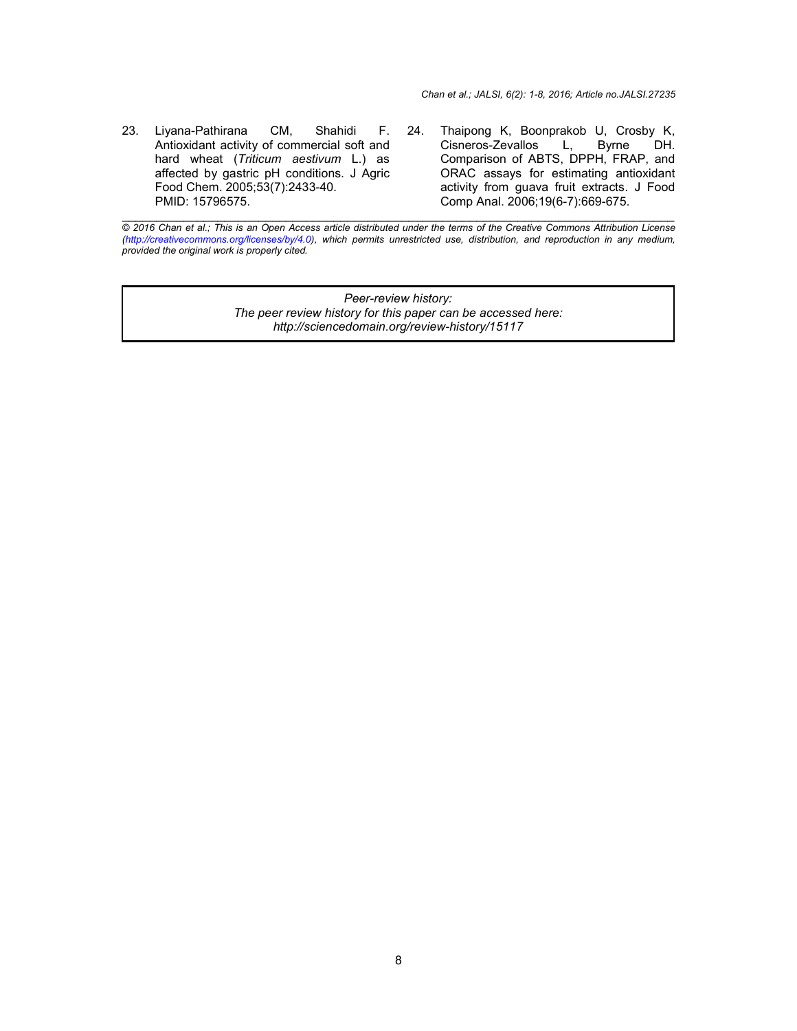23. Liyana-Pathirana CM, Shahidi F. Antioxidant activity of commercial soft and hard wheat (*Triticum aestivum* L.) as affected by gastric pH conditions. J Agric Food Chem. 2005;53(7):2433-40. PMID: 15796575.

24. Thaipong K, Boonprakob U, Crosby K, Cisneros-Zevallos L, Byrne DH. Comparison of ABTS, DPPH, FRAP, and ORAC assays for estimating antioxidant activity from guava fruit extracts. J Food Comp Anal. 2006;19(6-7):669-675.

---

*© 2016 Chan et al.; This is an Open Access article distributed under the terms of the Creative Commons Attribution License (http://creativecommons.org/licenses/by/4.0), which permits unrestricted use, distribution, and reproduction in any medium, provided the original work is properly cited.*

*Peer-review history:*
*The peer review history for this paper can be accessed here:*
*http://sciencedomain.org/review-history/15117*